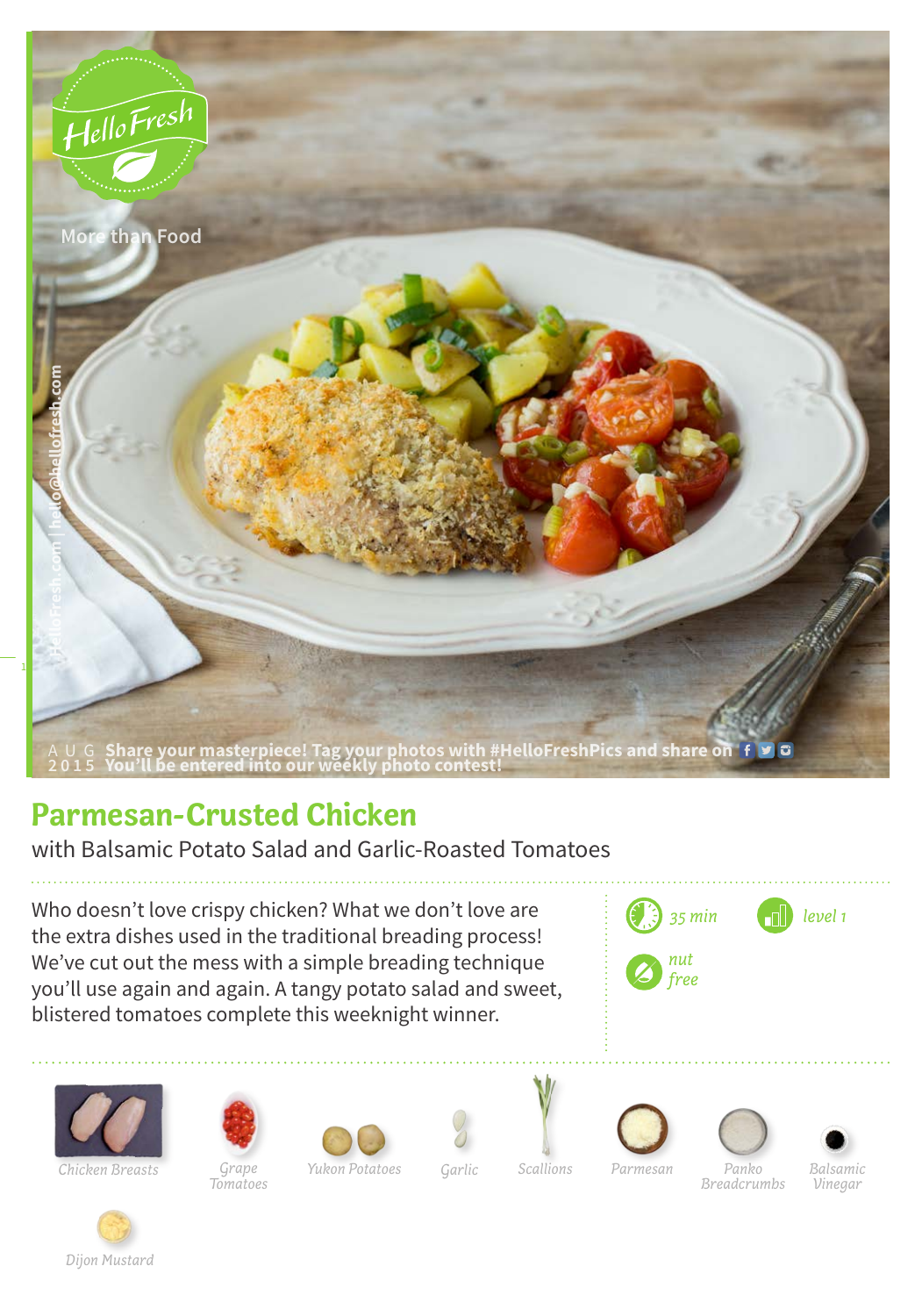HelloFresh

More than Food

AUG 2015 Share your masterpiece! Tag your photos with #HelloFreshPics and share on You'll be entered into our weekly photo contest!

# Parmesan-Crusted Chicken

with Balsamic Potato Salad and Garlic-Roasted Tomatoes

Who doesn't love crispy chicken? What we don't love are the extra dishes used in the traditional breading process! We've cut out the mess with a simple breading technique you'll use again and again. A tangy potato salad and sweet, blistered tomatoes complete this weeknight winner.

*35 min*

*level 1*

*nut free*

*Chicken Breasts*

*Grape Tomatoes*

*Yukon Potatoes*

*Garlic*

*Scallions*

*Parmesan*

*Panko Breadcrumbs*

*Balsamic Vinegar*

*Dijon Mustard*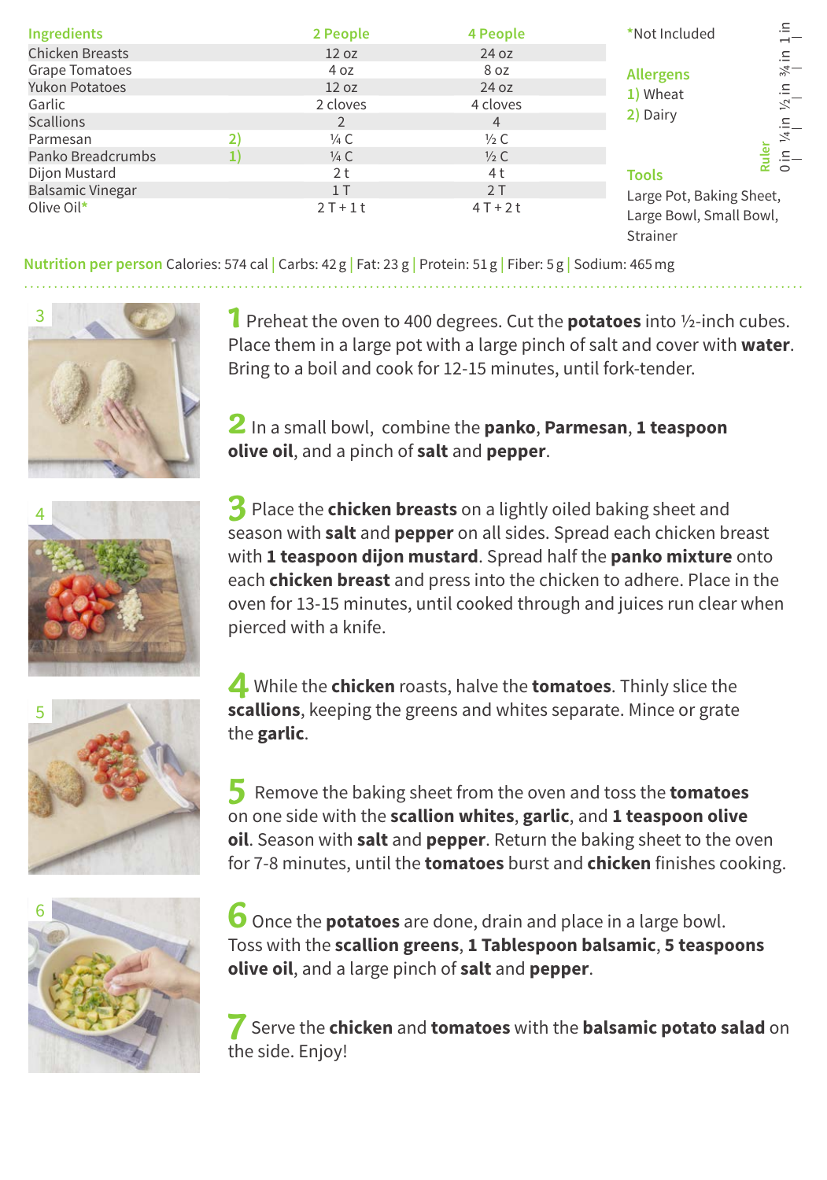| Ingredients | | 2 People | 4 People |
|---|---|---|---|
| Chicken Breasts | | 12 oz | 24 oz |
| Grape Tomatoes | | 4 oz | 8 oz |
| Yukon Potatoes | | 12 oz | 24 oz |
| Garlic | | 2 cloves | 4 cloves |
| Scallions | | 2 | 4 |
| Parmesan | 2) | ¼ C | ½ C |
| Panko Breadcrumbs | 1) | ¼ C | ½ C |
| Dijon Mustard | | 2 t | 4 t |
| Balsamic Vinegar | | 1 T | 2 T |
| Olive Oil* | | 2 T + 1 t | 4 T + 2 t |

*Not Included

**Allergens**
1) Wheat
2) Dairy

**Tools**
Large Pot, Baking Sheet, Large Bowl, Small Bowl, Strainer

Ruler
0 in ¼ in ½ in ¾ in 1 in

**Nutrition per person** Calories: 574 cal | Carbs: 42 g | Fat: 23 g | Protein: 51 g | Fiber: 5 g | Sodium: 465 mg

**1** Preheat the oven to 400 degrees. Cut the **potatoes** into ½-inch cubes. Place them in a large pot with a large pinch of salt and cover with **water**. Bring to a boil and cook for 12-15 minutes, until fork-tender.

**2** In a small bowl, combine the **panko**, **Parmesan**, **1 teaspoon olive oil**, and a pinch of **salt** and **pepper**.

3

**3** Place the **chicken breasts** on a lightly oiled baking sheet and season with **salt** and **pepper** on all sides. Spread each chicken breast with **1 teaspoon dijon mustard**. Spread half the **panko mixture** onto each **chicken breast** and press into the chicken to adhere. Place in the oven for 13-15 minutes, until cooked through and juices run clear when pierced with a knife.

4

**4** While the **chicken** roasts, halve the **tomatoes**. Thinly slice the **scallions**, keeping the greens and whites separate. Mince or grate the **garlic**.

5

**5** Remove the baking sheet from the oven and toss the **tomatoes** on one side with the **scallion whites**, **garlic**, and **1 teaspoon olive oil**. Season with **salt** and **pepper**. Return the baking sheet to the oven for 7-8 minutes, until the **tomatoes** burst and **chicken** finishes cooking.

6

**6** Once the **potatoes** are done, drain and place in a large bowl. Toss with the **scallion greens**, **1 Tablespoon balsamic**, **5 teaspoons olive oil**, and a large pinch of **salt** and **pepper**.

**7** Serve the **chicken** and **tomatoes** with the **balsamic potato salad** on the side. Enjoy!